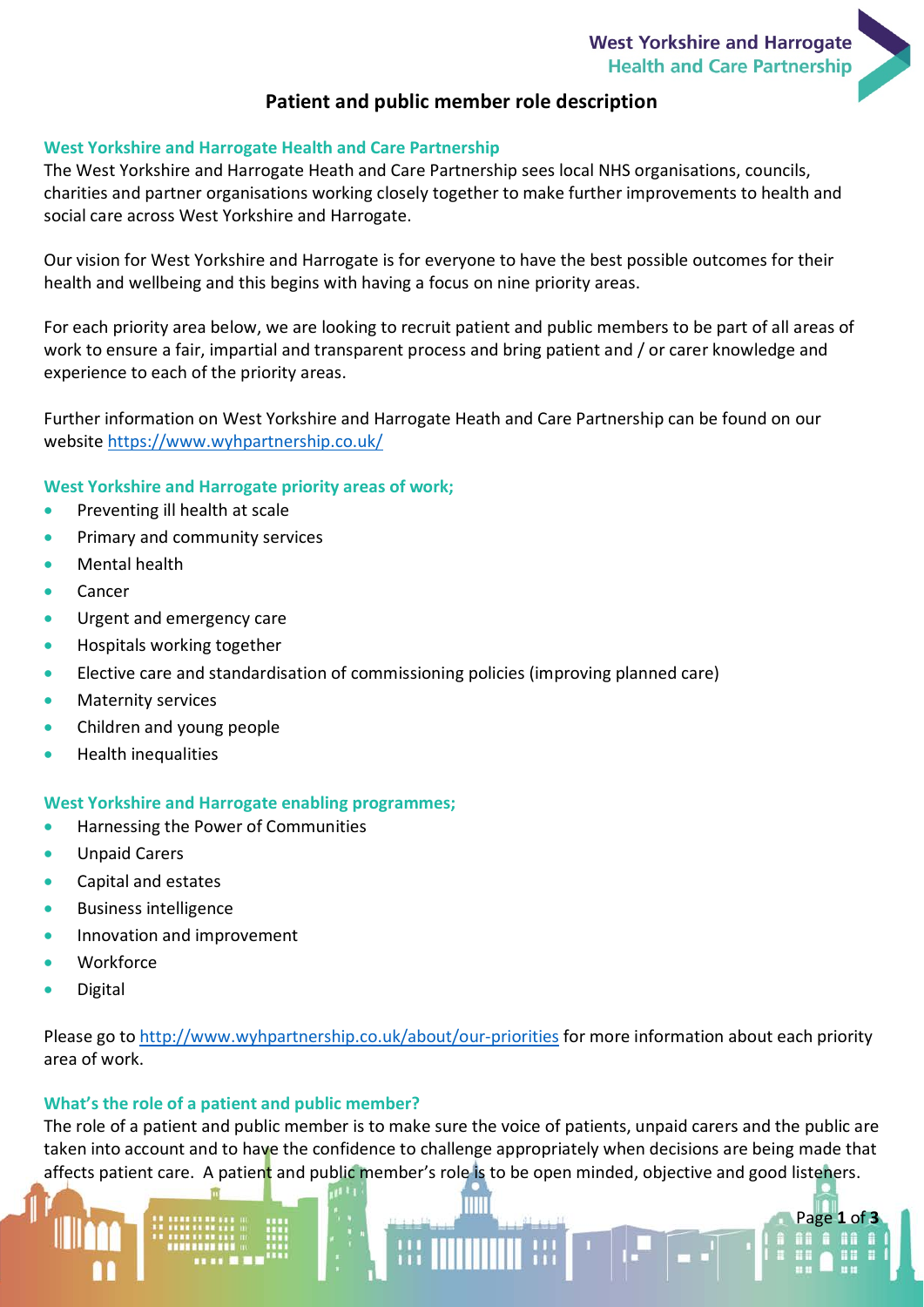# Patient and public member role description

## West Yorkshire and Harrogate Health and Care Partnership

The West Yorkshire and Harrogate Heath and Care Partnership sees local NHS organisations, councils, charities and partner organisations working closely together to make further improvements to health and social care across West Yorkshire and Harrogate.

Our vision for West Yorkshire and Harrogate is for everyone to have the best possible outcomes for their health and wellbeing and this begins with having a focus on nine priority areas.

For each priority area below, we are looking to recruit patient and public members to be part of all areas of work to ensure a fair, impartial and transparent process and bring patient and / or carer knowledge and experience to each of the priority areas.

Further information on West Yorkshire and Harrogate Heath and Care Partnership can be found on our website https://www.wyhpartnership.co.uk/

## West Yorkshire and Harrogate priority areas of work;

- Preventing ill health at scale
- Primary and community services
- Mental health
- Cancer
- Urgent and emergency care
- Hospitals working together
- Elective care and standardisation of commissioning policies (improving planned care)
- Maternity services
- Children and young people
- Health inequalities

## West Yorkshire and Harrogate enabling programmes;

- Harnessing the Power of Communities
- Unpaid Carers
- Capital and estates
- Business intelligence
- Innovation and improvement
- Workforce
- Digital

Please go to http://www.wyhpartnership.co.uk/about/our-priorities for more information about each priority area of work.

## What's the role of a patient and public member?

The role of a patient and public member is to make sure the voice of patients, unpaid carers and the public are taken into account and to have the confidence to challenge appropriately when decisions are being made that affects patient care. A patient and public member's role is to be open minded, objective and good listeners.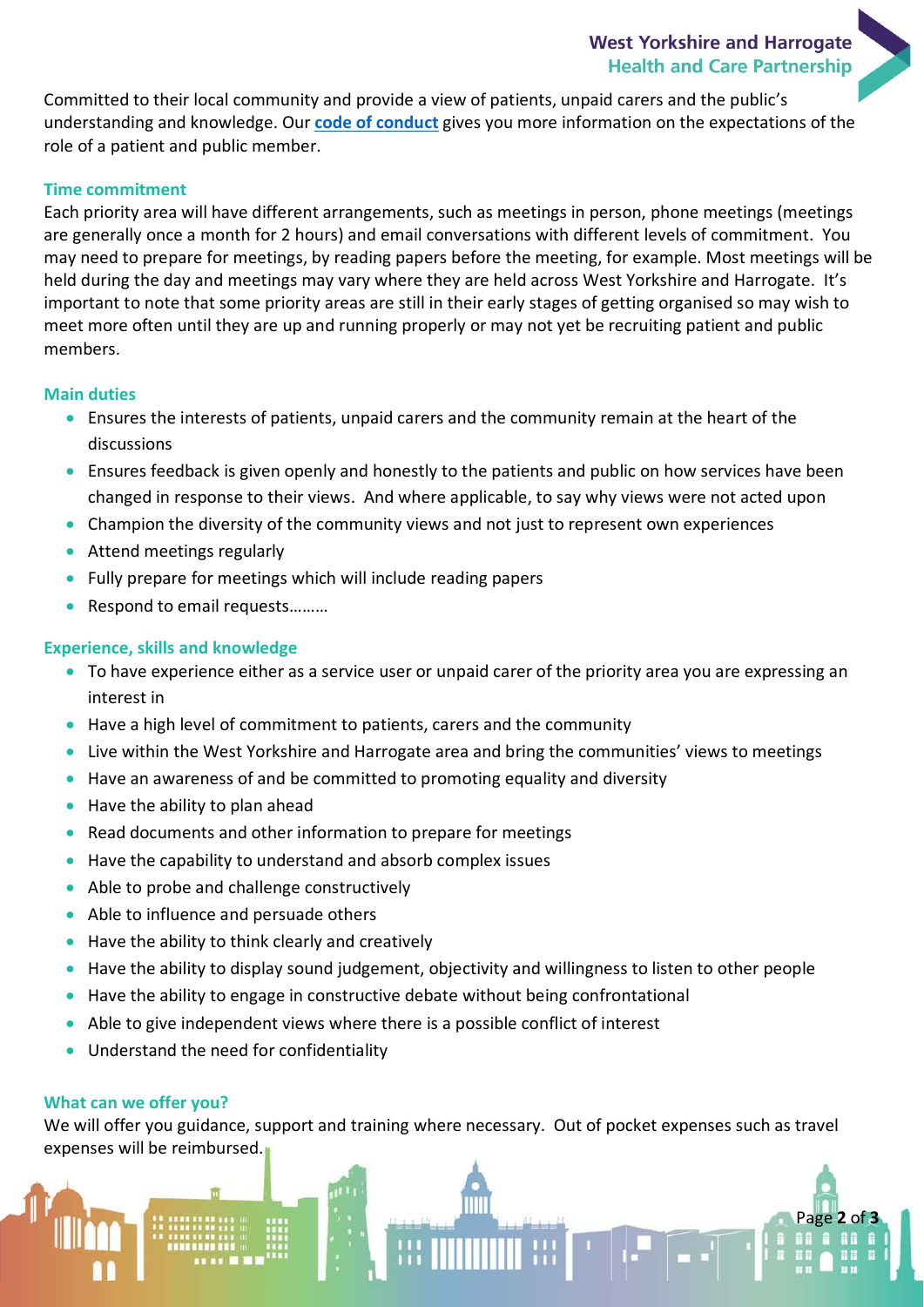Committed to their local community and provide a view of patients, unpaid carers and the public's understanding and knowledge. Our **code of conduct** gives you more information on the expectations of the role of a patient and public member.

### Time commitment

Each priority area will have different arrangements, such as meetings in person, phone meetings (meetings are generally once a month for 2 hours) and email conversations with different levels of commitment. You may need to prepare for meetings, by reading papers before the meeting, for example. Most meetings will be held during the day and meetings may vary where they are held across West Yorkshire and Harrogate. It's important to note that some priority areas are still in their early stages of getting organised so may wish to meet more often until they are up and running properly or may not yet be recruiting patient and public members.

### Main duties

- Ensures the interests of patients, unpaid carers and the community remain at the heart of the discussions
- Ensures feedback is given openly and honestly to the patients and public on how services have been changed in response to their views. And where applicable, to say why views were not acted upon
- Champion the diversity of the community views and not just to represent own experiences
- Attend meetings regularly
- Fully prepare for meetings which will include reading papers
- Respond to email requests………

### Experience, skills and knowledge

- To have experience either as a service user or unpaid carer of the priority area you are expressing an interest in
- Have a high level of commitment to patients, carers and the community
- Live within the West Yorkshire and Harrogate area and bring the communities' views to meetings
- Have an awareness of and be committed to promoting equality and diversity
- Have the ability to plan ahead
- Read documents and other information to prepare for meetings
- Have the capability to understand and absorb complex issues
- Able to probe and challenge constructively
- Able to influence and persuade others
- Have the ability to think clearly and creatively
- Have the ability to display sound judgement, objectivity and willingness to listen to other people
- Have the ability to engage in constructive debate without being confrontational
- Able to give independent views where there is a possible conflict of interest
- Understand the need for confidentiality

### What can we offer you?

We will offer you guidance, support and training where necessary. Out of pocket expenses such as travel expenses will be reimbursed.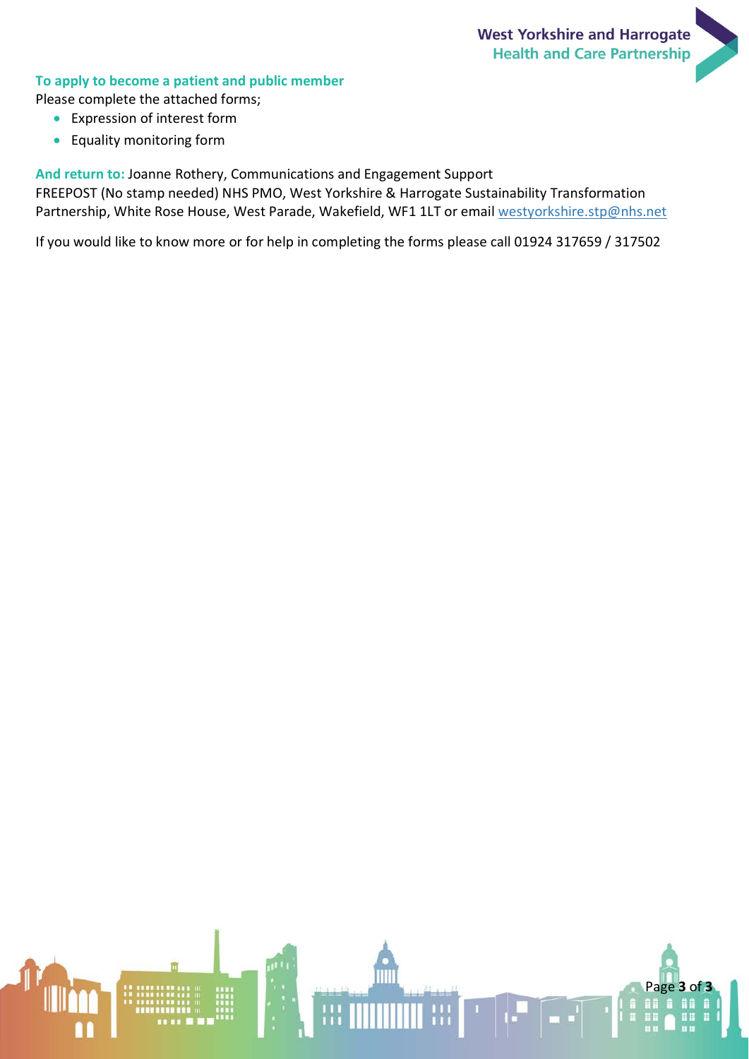### To apply to become a patient and public member

Please complete the attached forms;

- Expression of interest form
- Equality monitoring form

**And return to:** Joanne Rothery, Communications and Engagement Support
FREEPOST (No stamp needed) NHS PMO, West Yorkshire & Harrogate Sustainability Transformation Partnership, White Rose House, West Parade, Wakefield, WF1 1LT or email westyorkshire.stp@nhs.net

If you would like to know more or for help in completing the forms please call 01924 317659 / 317502